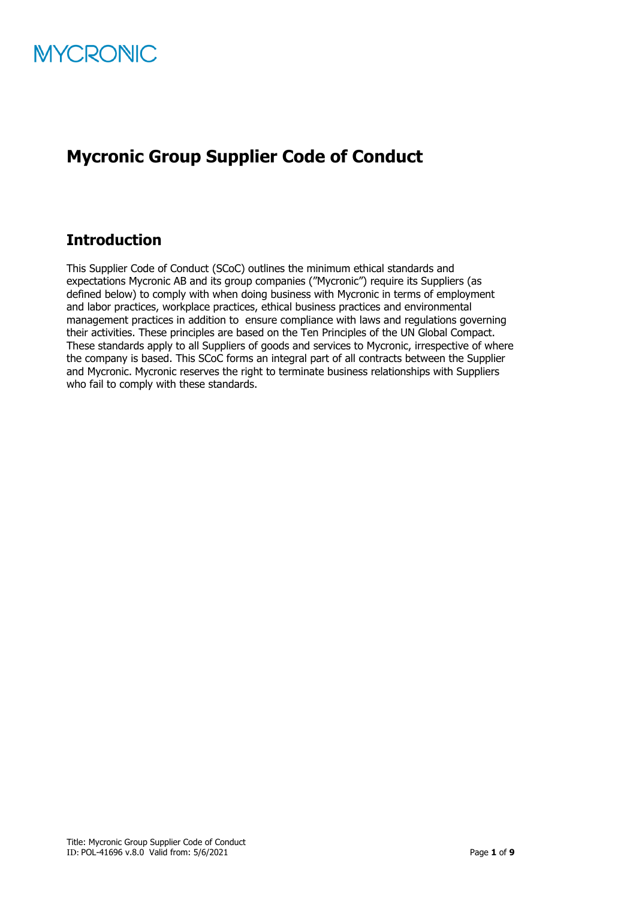MYCRONIC

# Mycronic Group Supplier Code of Conduct

## Introduction

This Supplier Code of Conduct (SCoC) outlines the minimum ethical standards and expectations Mycronic AB and its group companies (”Mycronic”) require its Suppliers (as defined below) to comply with when doing business with Mycronic in terms of employment and labor practices, workplace practices, ethical business practices and environmental management practices in addition to ensure compliance with laws and regulations governing their activities. These principles are based on the Ten Principles of the UN Global Compact. These standards apply to all Suppliers of goods and services to Mycronic, irrespective of where the company is based. This SCoC forms an integral part of all contracts between the Supplier and Mycronic. Mycronic reserves the right to terminate business relationships with Suppliers who fail to comply with these standards.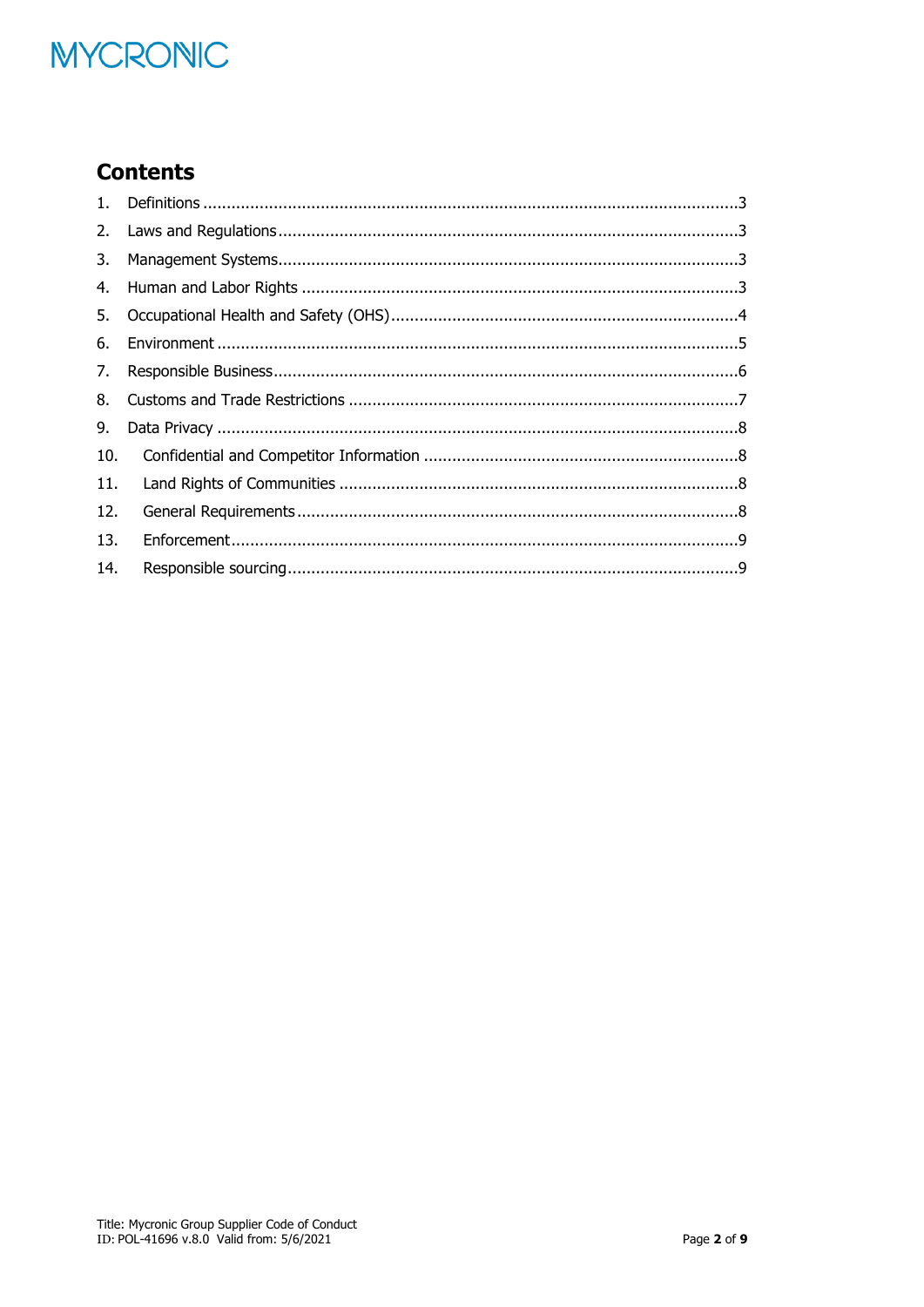## Contents

1. Definitions ....................................................................................................................3
2. Laws and Regulations ....................................................................................................3
3. Management Systems.....................................................................................................3
4. Human and Labor Rights ................................................................................................3
5. Occupational Health and Safety (OHS)............................................................................4
6. Environment .................................................................................................................5
7. Responsible Business.....................................................................................................6
8. Customs and Trade Restrictions .....................................................................................7
9. Data Privacy .................................................................................................................8
10. Confidential and Competitor Information ......................................................................8
11. Land Rights of Communities .........................................................................................8
12. General Requirements ..................................................................................................8
13. Enforcement................................................................................................................9
14. Responsible sourcing....................................................................................................9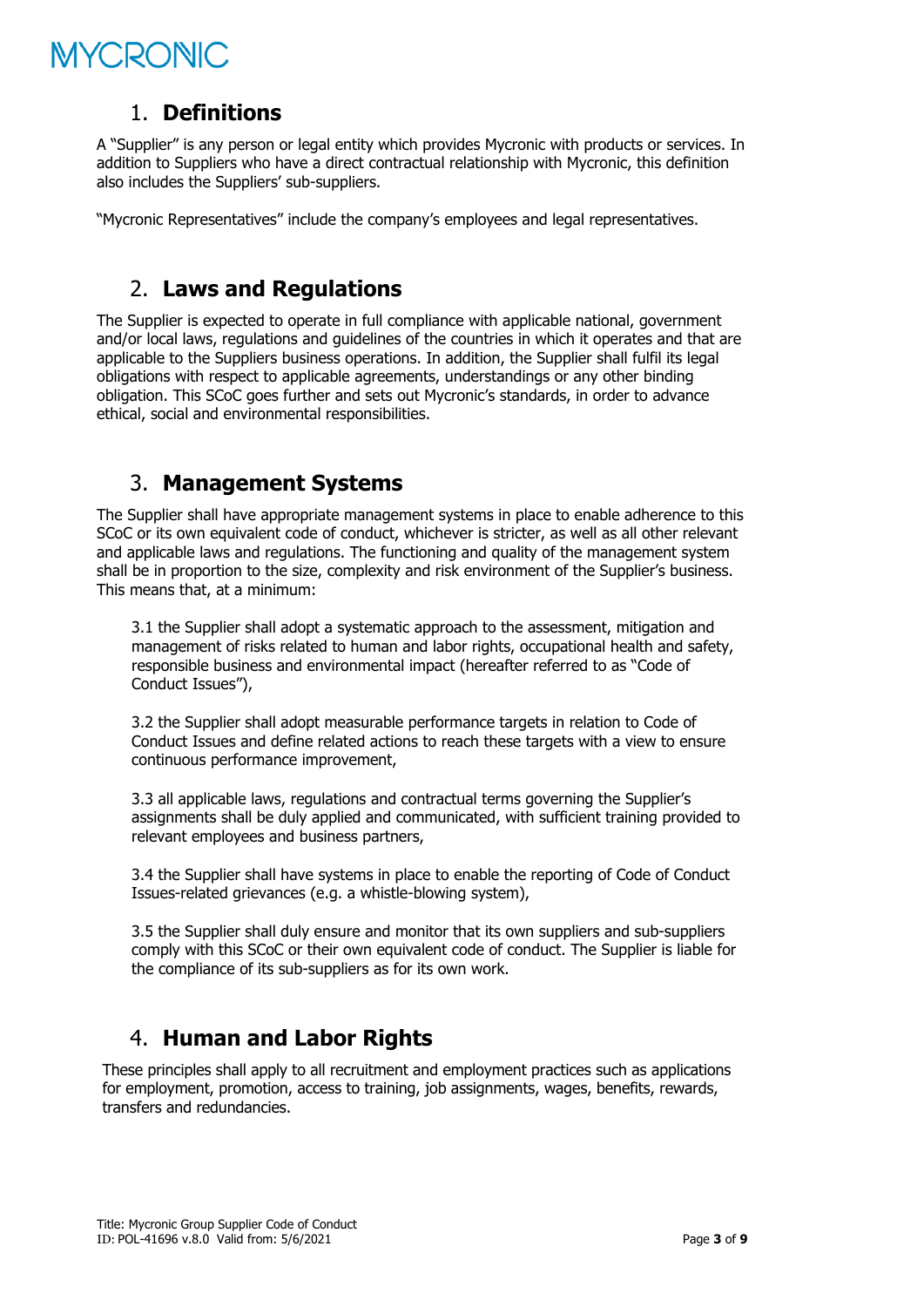## 1. **Definitions**

A "Supplier" is any person or legal entity which provides Mycronic with products or services. In addition to Suppliers who have a direct contractual relationship with Mycronic, this definition also includes the Suppliers' sub-suppliers.

"Mycronic Representatives" include the company's employees and legal representatives.

## 2. **Laws and Regulations**

The Supplier is expected to operate in full compliance with applicable national, government and/or local laws, regulations and guidelines of the countries in which it operates and that are applicable to the Suppliers business operations. In addition, the Supplier shall fulfil its legal obligations with respect to applicable agreements, understandings or any other binding obligation. This SCoC goes further and sets out Mycronic's standards, in order to advance ethical, social and environmental responsibilities.

## 3. **Management Systems**

The Supplier shall have appropriate management systems in place to enable adherence to this SCoC or its own equivalent code of conduct, whichever is stricter, as well as all other relevant and applicable laws and regulations. The functioning and quality of the management system shall be in proportion to the size, complexity and risk environment of the Supplier's business. This means that, at a minimum:

3.1 the Supplier shall adopt a systematic approach to the assessment, mitigation and management of risks related to human and labor rights, occupational health and safety, responsible business and environmental impact (hereafter referred to as "Code of Conduct Issues"),

3.2 the Supplier shall adopt measurable performance targets in relation to Code of Conduct Issues and define related actions to reach these targets with a view to ensure continuous performance improvement,

3.3 all applicable laws, regulations and contractual terms governing the Supplier's assignments shall be duly applied and communicated, with sufficient training provided to relevant employees and business partners,

3.4 the Supplier shall have systems in place to enable the reporting of Code of Conduct Issues-related grievances (e.g. a whistle-blowing system),

3.5 the Supplier shall duly ensure and monitor that its own suppliers and sub-suppliers comply with this SCoC or their own equivalent code of conduct. The Supplier is liable for the compliance of its sub-suppliers as for its own work.

## 4. **Human and Labor Rights**

These principles shall apply to all recruitment and employment practices such as applications for employment, promotion, access to training, job assignments, wages, benefits, rewards, transfers and redundancies.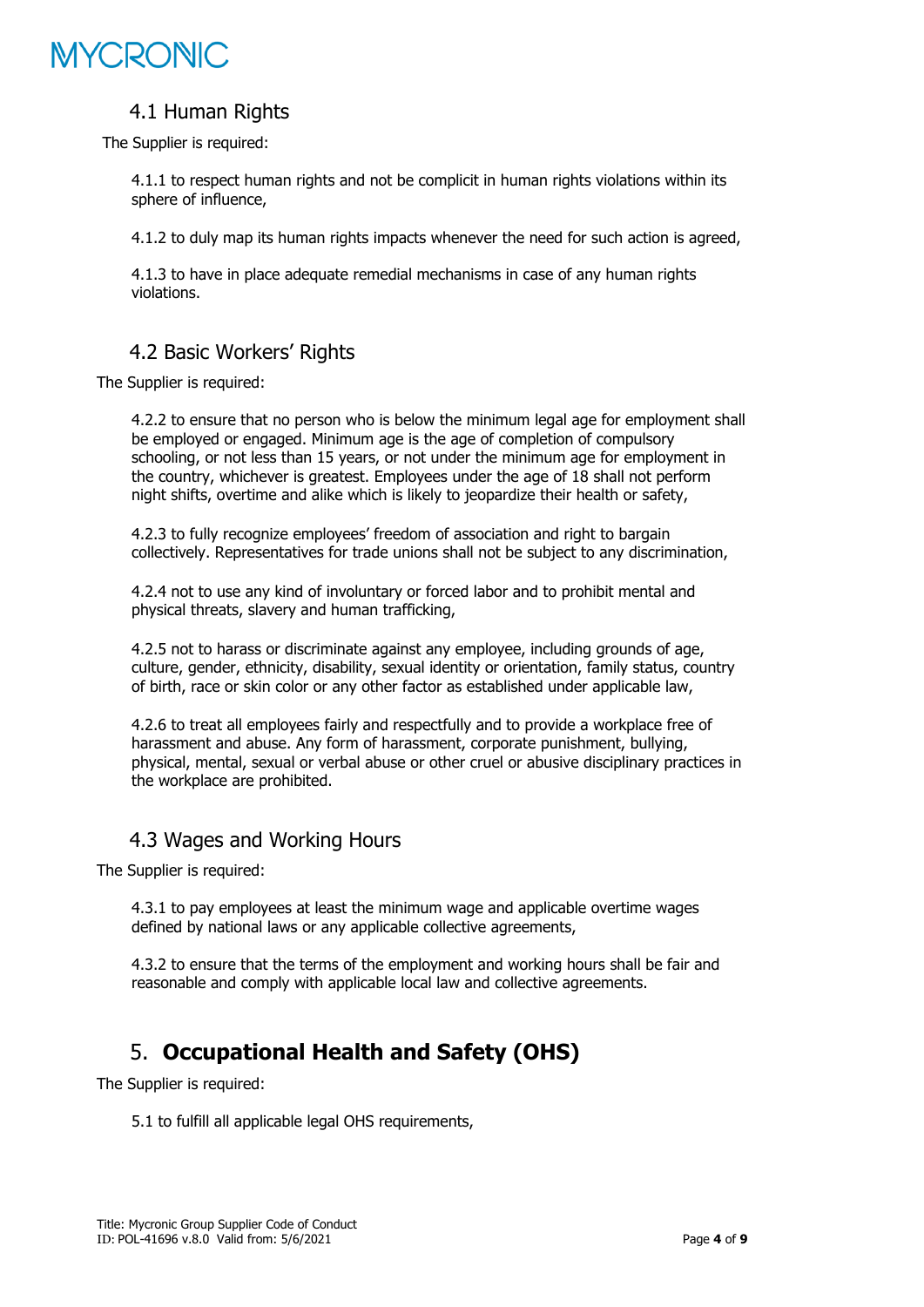### 4.1 Human Rights

The Supplier is required:

4.1.1 to respect human rights and not be complicit in human rights violations within its sphere of influence,

4.1.2 to duly map its human rights impacts whenever the need for such action is agreed,

4.1.3 to have in place adequate remedial mechanisms in case of any human rights violations.

### 4.2 Basic Workers' Rights

The Supplier is required:

4.2.2 to ensure that no person who is below the minimum legal age for employment shall be employed or engaged. Minimum age is the age of completion of compulsory schooling, or not less than 15 years, or not under the minimum age for employment in the country, whichever is greatest. Employees under the age of 18 shall not perform night shifts, overtime and alike which is likely to jeopardize their health or safety,

4.2.3 to fully recognize employees' freedom of association and right to bargain collectively. Representatives for trade unions shall not be subject to any discrimination,

4.2.4 not to use any kind of involuntary or forced labor and to prohibit mental and physical threats, slavery and human trafficking,

4.2.5 not to harass or discriminate against any employee, including grounds of age, culture, gender, ethnicity, disability, sexual identity or orientation, family status, country of birth, race or skin color or any other factor as established under applicable law,

4.2.6 to treat all employees fairly and respectfully and to provide a workplace free of harassment and abuse. Any form of harassment, corporate punishment, bullying, physical, mental, sexual or verbal abuse or other cruel or abusive disciplinary practices in the workplace are prohibited.

### 4.3 Wages and Working Hours

The Supplier is required:

4.3.1 to pay employees at least the minimum wage and applicable overtime wages defined by national laws or any applicable collective agreements,

4.3.2 to ensure that the terms of the employment and working hours shall be fair and reasonable and comply with applicable local law and collective agreements.

## 5. **Occupational Health and Safety (OHS)**

The Supplier is required:

5.1 to fulfill all applicable legal OHS requirements,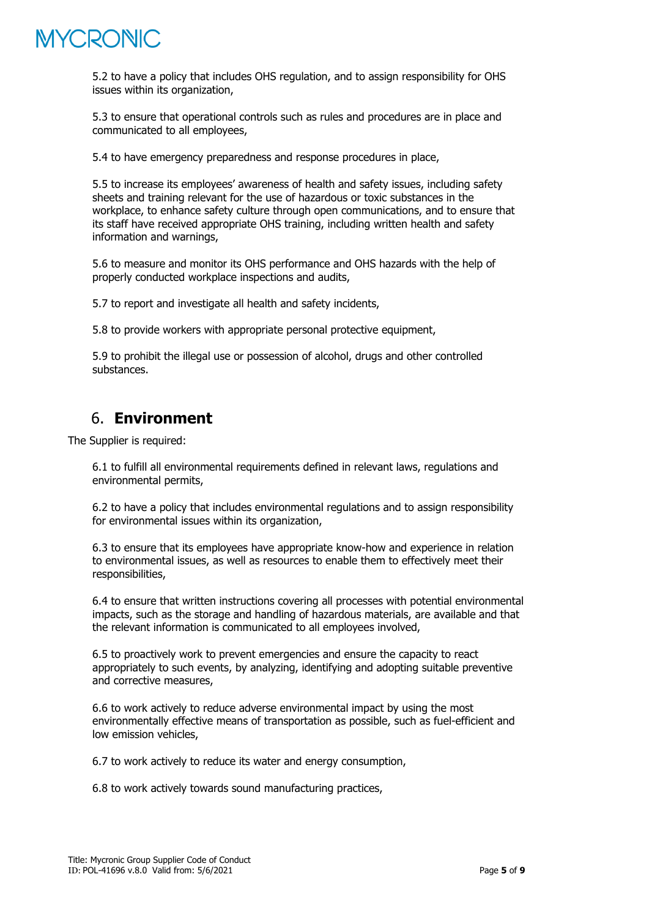5.2 to have a policy that includes OHS regulation, and to assign responsibility for OHS issues within its organization,

5.3 to ensure that operational controls such as rules and procedures are in place and communicated to all employees,

5.4 to have emergency preparedness and response procedures in place,

5.5 to increase its employees' awareness of health and safety issues, including safety sheets and training relevant for the use of hazardous or toxic substances in the workplace, to enhance safety culture through open communications, and to ensure that its staff have received appropriate OHS training, including written health and safety information and warnings,

5.6 to measure and monitor its OHS performance and OHS hazards with the help of properly conducted workplace inspections and audits,

5.7 to report and investigate all health and safety incidents,

5.8 to provide workers with appropriate personal protective equipment,

5.9 to prohibit the illegal use or possession of alcohol, drugs and other controlled substances.

## 6. **Environment**

The Supplier is required:

6.1 to fulfill all environmental requirements defined in relevant laws, regulations and environmental permits,

6.2 to have a policy that includes environmental regulations and to assign responsibility for environmental issues within its organization,

6.3 to ensure that its employees have appropriate know-how and experience in relation to environmental issues, as well as resources to enable them to effectively meet their responsibilities,

6.4 to ensure that written instructions covering all processes with potential environmental impacts, such as the storage and handling of hazardous materials, are available and that the relevant information is communicated to all employees involved,

6.5 to proactively work to prevent emergencies and ensure the capacity to react appropriately to such events, by analyzing, identifying and adopting suitable preventive and corrective measures,

6.6 to work actively to reduce adverse environmental impact by using the most environmentally effective means of transportation as possible, such as fuel-efficient and low emission vehicles,

6.7 to work actively to reduce its water and energy consumption,

6.8 to work actively towards sound manufacturing practices,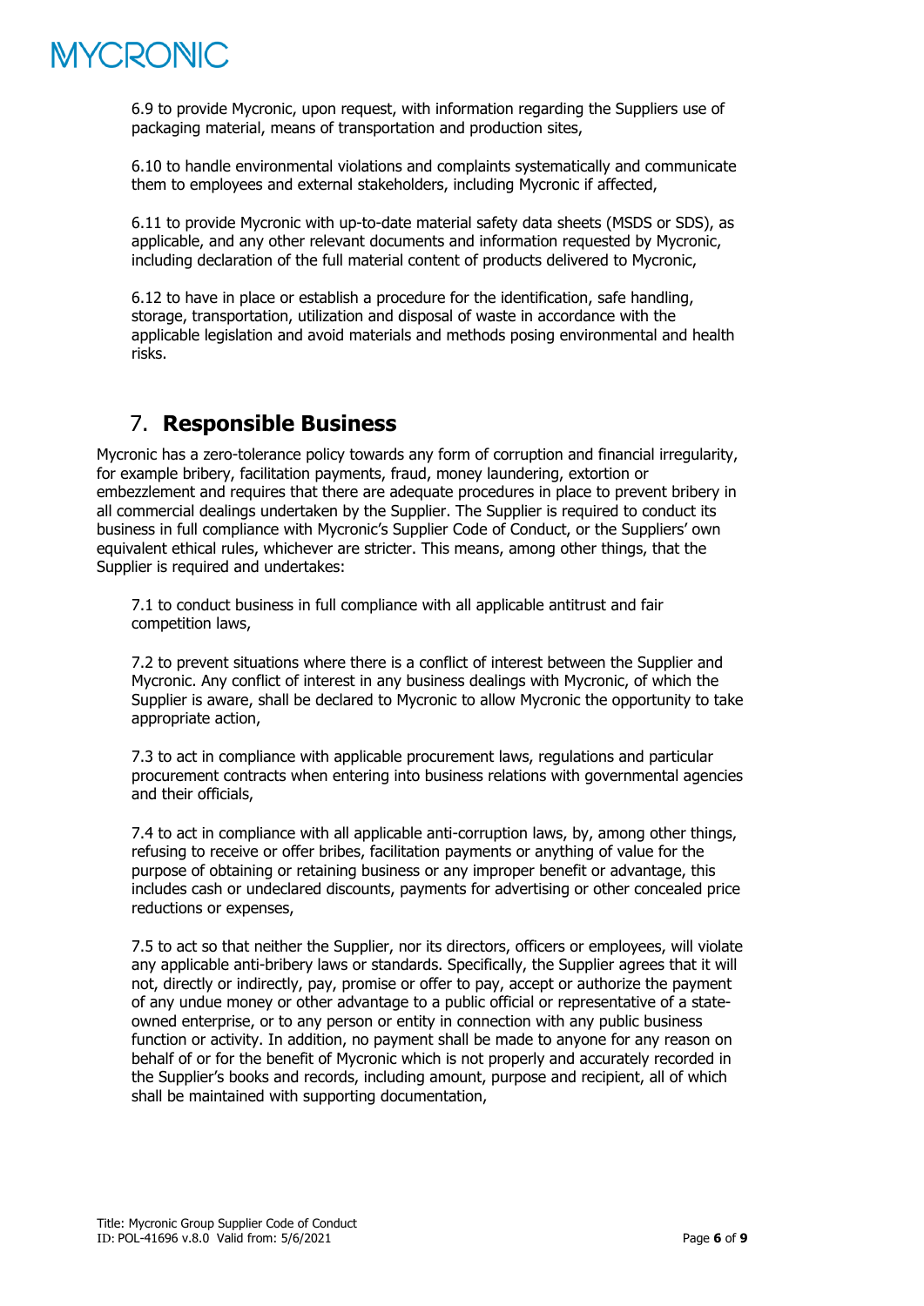6.9 to provide Mycronic, upon request, with information regarding the Suppliers use of packaging material, means of transportation and production sites,

6.10 to handle environmental violations and complaints systematically and communicate them to employees and external stakeholders, including Mycronic if affected,

6.11 to provide Mycronic with up-to-date material safety data sheets (MSDS or SDS), as applicable, and any other relevant documents and information requested by Mycronic, including declaration of the full material content of products delivered to Mycronic,

6.12 to have in place or establish a procedure for the identification, safe handling, storage, transportation, utilization and disposal of waste in accordance with the applicable legislation and avoid materials and methods posing environmental and health risks.

## 7. Responsible Business

Mycronic has a zero-tolerance policy towards any form of corruption and financial irregularity, for example bribery, facilitation payments, fraud, money laundering, extortion or embezzlement and requires that there are adequate procedures in place to prevent bribery in all commercial dealings undertaken by the Supplier. The Supplier is required to conduct its business in full compliance with Mycronic's Supplier Code of Conduct, or the Suppliers' own equivalent ethical rules, whichever are stricter. This means, among other things, that the Supplier is required and undertakes:

7.1 to conduct business in full compliance with all applicable antitrust and fair competition laws,

7.2 to prevent situations where there is a conflict of interest between the Supplier and Mycronic. Any conflict of interest in any business dealings with Mycronic, of which the Supplier is aware, shall be declared to Mycronic to allow Mycronic the opportunity to take appropriate action,

7.3 to act in compliance with applicable procurement laws, regulations and particular procurement contracts when entering into business relations with governmental agencies and their officials,

7.4 to act in compliance with all applicable anti-corruption laws, by, among other things, refusing to receive or offer bribes, facilitation payments or anything of value for the purpose of obtaining or retaining business or any improper benefit or advantage, this includes cash or undeclared discounts, payments for advertising or other concealed price reductions or expenses,

7.5 to act so that neither the Supplier, nor its directors, officers or employees, will violate any applicable anti-bribery laws or standards. Specifically, the Supplier agrees that it will not, directly or indirectly, pay, promise or offer to pay, accept or authorize the payment of any undue money or other advantage to a public official or representative of a state-owned enterprise, or to any person or entity in connection with any public business function or activity. In addition, no payment shall be made to anyone for any reason on behalf of or for the benefit of Mycronic which is not properly and accurately recorded in the Supplier's books and records, including amount, purpose and recipient, all of which shall be maintained with supporting documentation,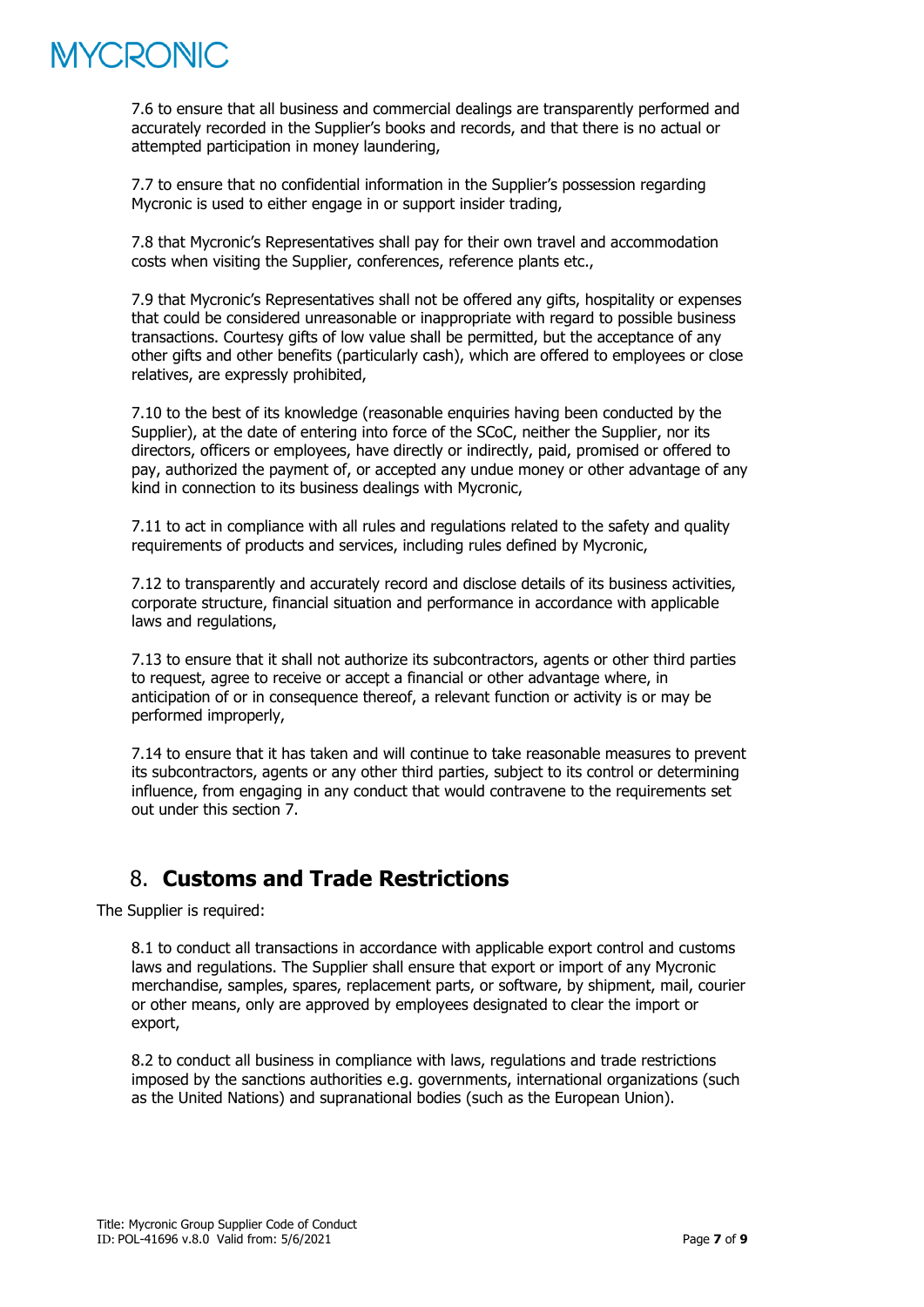7.6 to ensure that all business and commercial dealings are transparently performed and accurately recorded in the Supplier's books and records, and that there is no actual or attempted participation in money laundering,

7.7 to ensure that no confidential information in the Supplier's possession regarding Mycronic is used to either engage in or support insider trading,

7.8 that Mycronic's Representatives shall pay for their own travel and accommodation costs when visiting the Supplier, conferences, reference plants etc.,

7.9 that Mycronic's Representatives shall not be offered any gifts, hospitality or expenses that could be considered unreasonable or inappropriate with regard to possible business transactions. Courtesy gifts of low value shall be permitted, but the acceptance of any other gifts and other benefits (particularly cash), which are offered to employees or close relatives, are expressly prohibited,

7.10 to the best of its knowledge (reasonable enquiries having been conducted by the Supplier), at the date of entering into force of the SCoC, neither the Supplier, nor its directors, officers or employees, have directly or indirectly, paid, promised or offered to pay, authorized the payment of, or accepted any undue money or other advantage of any kind in connection to its business dealings with Mycronic,

7.11 to act in compliance with all rules and regulations related to the safety and quality requirements of products and services, including rules defined by Mycronic,

7.12 to transparently and accurately record and disclose details of its business activities, corporate structure, financial situation and performance in accordance with applicable laws and regulations,

7.13 to ensure that it shall not authorize its subcontractors, agents or other third parties to request, agree to receive or accept a financial or other advantage where, in anticipation of or in consequence thereof, a relevant function or activity is or may be performed improperly,

7.14 to ensure that it has taken and will continue to take reasonable measures to prevent its subcontractors, agents or any other third parties, subject to its control or determining influence, from engaging in any conduct that would contravene to the requirements set out under this section 7.

## 8. **Customs and Trade Restrictions**

The Supplier is required:

8.1 to conduct all transactions in accordance with applicable export control and customs laws and regulations. The Supplier shall ensure that export or import of any Mycronic merchandise, samples, spares, replacement parts, or software, by shipment, mail, courier or other means, only are approved by employees designated to clear the import or export,

8.2 to conduct all business in compliance with laws, regulations and trade restrictions imposed by the sanctions authorities e.g. governments, international organizations (such as the United Nations) and supranational bodies (such as the European Union).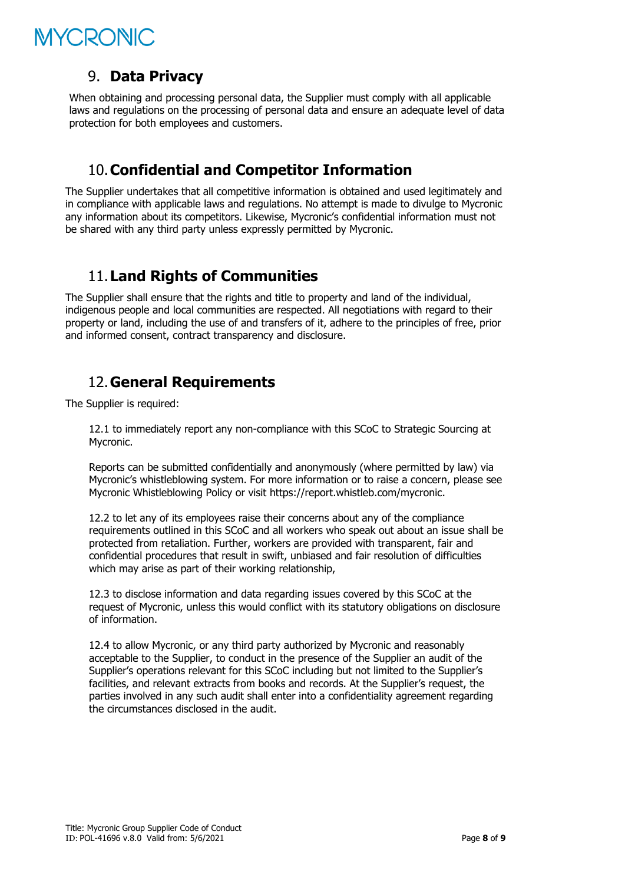## 9. Data Privacy

When obtaining and processing personal data, the Supplier must comply with all applicable laws and regulations on the processing of personal data and ensure an adequate level of data protection for both employees and customers.

## 10. Confidential and Competitor Information

The Supplier undertakes that all competitive information is obtained and used legitimately and in compliance with applicable laws and regulations. No attempt is made to divulge to Mycronic any information about its competitors. Likewise, Mycronic's confidential information must not be shared with any third party unless expressly permitted by Mycronic.

## 11. Land Rights of Communities

The Supplier shall ensure that the rights and title to property and land of the individual, indigenous people and local communities are respected. All negotiations with regard to their property or land, including the use of and transfers of it, adhere to the principles of free, prior and informed consent, contract transparency and disclosure.

## 12. General Requirements

The Supplier is required:

12.1 to immediately report any non-compliance with this SCoC to Strategic Sourcing at Mycronic.

Reports can be submitted confidentially and anonymously (where permitted by law) via Mycronic's whistleblowing system. For more information or to raise a concern, please see Mycronic Whistleblowing Policy or visit https://report.whistleb.com/mycronic.

12.2 to let any of its employees raise their concerns about any of the compliance requirements outlined in this SCoC and all workers who speak out about an issue shall be protected from retaliation. Further, workers are provided with transparent, fair and confidential procedures that result in swift, unbiased and fair resolution of difficulties which may arise as part of their working relationship,

12.3 to disclose information and data regarding issues covered by this SCoC at the request of Mycronic, unless this would conflict with its statutory obligations on disclosure of information.

12.4 to allow Mycronic, or any third party authorized by Mycronic and reasonably acceptable to the Supplier, to conduct in the presence of the Supplier an audit of the Supplier's operations relevant for this SCoC including but not limited to the Supplier's facilities, and relevant extracts from books and records. At the Supplier's request, the parties involved in any such audit shall enter into a confidentiality agreement regarding the circumstances disclosed in the audit.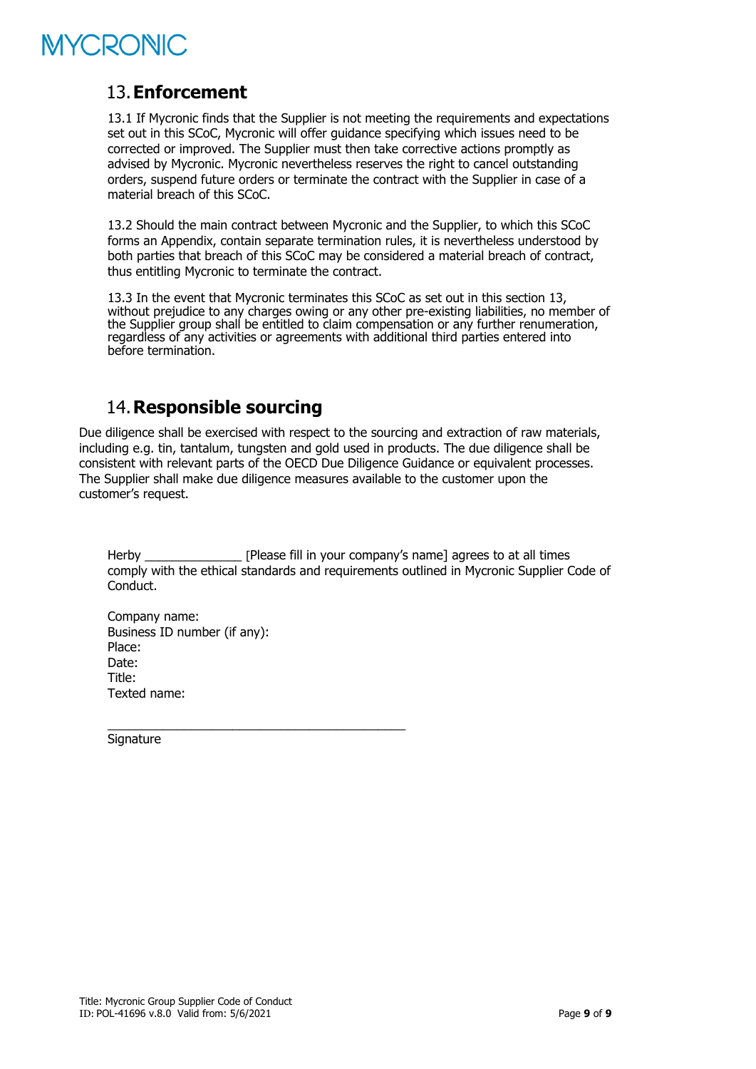## 13. **Enforcement**

13.1 If Mycronic finds that the Supplier is not meeting the requirements and expectations set out in this SCoC, Mycronic will offer guidance specifying which issues need to be corrected or improved. The Supplier must then take corrective actions promptly as advised by Mycronic. Mycronic nevertheless reserves the right to cancel outstanding orders, suspend future orders or terminate the contract with the Supplier in case of a material breach of this SCoC.

13.2 Should the main contract between Mycronic and the Supplier, to which this SCoC forms an Appendix, contain separate termination rules, it is nevertheless understood by both parties that breach of this SCoC may be considered a material breach of contract, thus entitling Mycronic to terminate the contract.

13.3 In the event that Mycronic terminates this SCoC as set out in this section 13, without prejudice to any charges owing or any other pre-existing liabilities, no member of the Supplier group shall be entitled to claim compensation or any further renumeration, regardless of any activities or agreements with additional third parties entered into before termination.

## 14. **Responsible sourcing**

Due diligence shall be exercised with respect to the sourcing and extraction of raw materials, including e.g. tin, tantalum, tungsten and gold used in products. The due diligence shall be consistent with relevant parts of the OECD Due Diligence Guidance or equivalent processes. The Supplier shall make due diligence measures available to the customer upon the customer's request.

Herby ______________ [Please fill in your company's name] agrees to at all times comply with the ethical standards and requirements outlined in Mycronic Supplier Code of Conduct.

Company name:
Business ID number (if any):
Place:
Date:
Title:
Texted name:

_____________________________________________
Signature